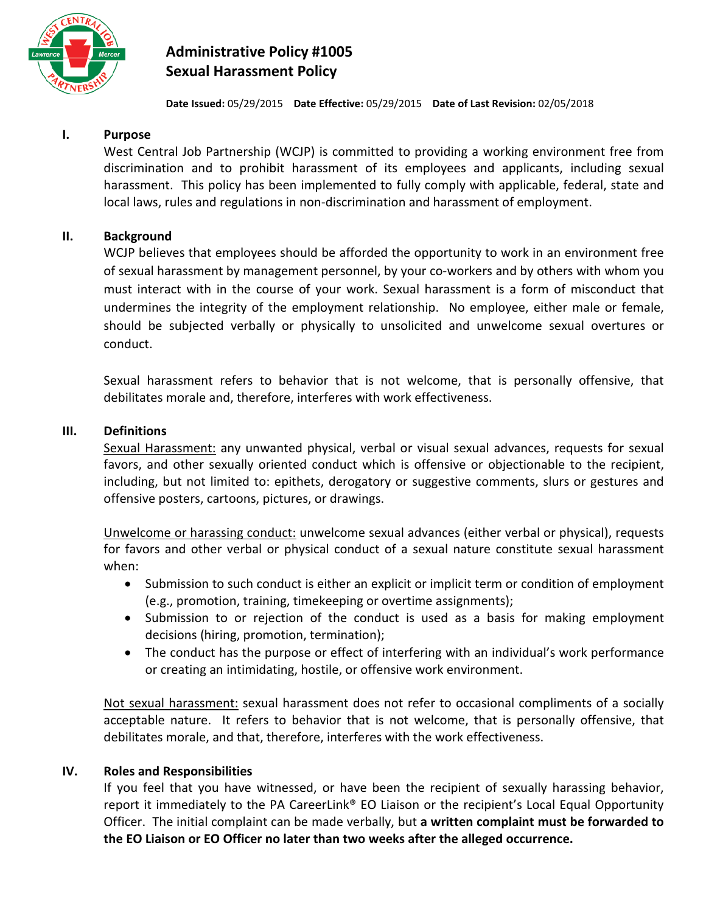# Administrative Policy #1005
# Sexual Harassment Policy

**Date Issued:** 05/29/2015 **Date Effective:** 05/29/2015 **Date of Last Revision:** 02/05/2018

## I. Purpose

West Central Job Partnership (WCJP) is committed to providing a working environment free from discrimination and to prohibit harassment of its employees and applicants, including sexual harassment. This policy has been implemented to fully comply with applicable, federal, state and local laws, rules and regulations in non-discrimination and harassment of employment.

## II. Background

WCJP believes that employees should be afforded the opportunity to work in an environment free of sexual harassment by management personnel, by your co-workers and by others with whom you must interact with in the course of your work. Sexual harassment is a form of misconduct that undermines the integrity of the employment relationship. No employee, either male or female, should be subjected verbally or physically to unsolicited and unwelcome sexual overtures or conduct.

Sexual harassment refers to behavior that is not welcome, that is personally offensive, that debilitates morale and, therefore, interferes with work effectiveness.

## III. Definitions

Sexual Harassment: any unwanted physical, verbal or visual sexual advances, requests for sexual favors, and other sexually oriented conduct which is offensive or objectionable to the recipient, including, but not limited to: epithets, derogatory or suggestive comments, slurs or gestures and offensive posters, cartoons, pictures, or drawings.

Unwelcome or harassing conduct: unwelcome sexual advances (either verbal or physical), requests for favors and other verbal or physical conduct of a sexual nature constitute sexual harassment when:

- Submission to such conduct is either an explicit or implicit term or condition of employment (e.g., promotion, training, timekeeping or overtime assignments);
- Submission to or rejection of the conduct is used as a basis for making employment decisions (hiring, promotion, termination);
- The conduct has the purpose or effect of interfering with an individual's work performance or creating an intimidating, hostile, or offensive work environment.

Not sexual harassment: sexual harassment does not refer to occasional compliments of a socially acceptable nature. It refers to behavior that is not welcome, that is personally offensive, that debilitates morale, and that, therefore, interferes with the work effectiveness.

## IV. Roles and Responsibilities

If you feel that you have witnessed, or have been the recipient of sexually harassing behavior, report it immediately to the PA CareerLink® EO Liaison or the recipient's Local Equal Opportunity Officer. The initial complaint can be made verbally, but **a written complaint must be forwarded to the EO Liaison or EO Officer no later than two weeks after the alleged occurrence.**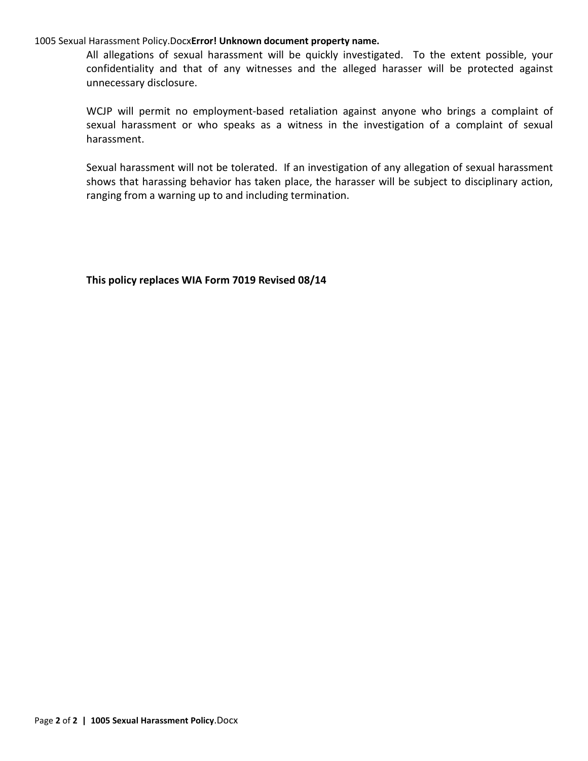All allegations of sexual harassment will be quickly investigated. To the extent possible, your confidentiality and that of any witnesses and the alleged harasser will be protected against unnecessary disclosure.

WCJP will permit no employment-based retaliation against anyone who brings a complaint of sexual harassment or who speaks as a witness in the investigation of a complaint of sexual harassment.

Sexual harassment will not be tolerated. If an investigation of any allegation of sexual harassment shows that harassing behavior has taken place, the harasser will be subject to disciplinary action, ranging from a warning up to and including termination.

**This policy replaces WIA Form 7019 Revised 08/14**